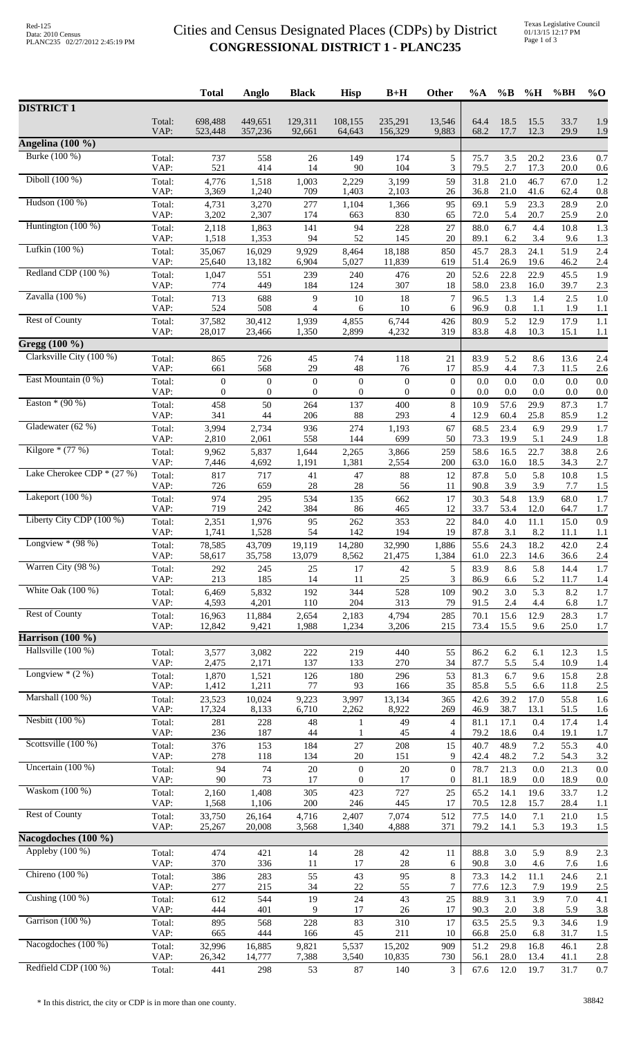# Cities and Census Designated Places (CDPs) by District
## CONGRESSIONAL DISTRICT 1 - PLANC235

Red-125
Data: 2010 Census
PLANC235 02/27/2012 2:45:19 PM

Texas Legislative Council
01/13/15 12:17 PM

| | | Total | Anglo | Black | Hisp | B+H | Other | %A | %B | %H | %BH | %O |
|---|---|---|---|---|---|---|---|---|---|---|---|---|
| **DISTRICT 1** | | | | | | | | | | | | |
| | Total: | 698,488 | 449,651 | 129,311 | 108,155 | 235,291 | 13,546 | 64.4 | 18.5 | 15.5 | 33.7 | 1.9 |
| | VAP: | 523,448 | 357,236 | 92,661 | 64,643 | 156,329 | 9,883 | 68.2 | 17.7 | 12.3 | 29.9 | 1.9 |
| **Angelina (100 %)** | | | | | | | | | | | | |
| Burke (100 %) | Total: | 737 | 558 | 26 | 149 | 174 | 5 | 75.7 | 3.5 | 20.2 | 23.6 | 0.7 |
| | VAP: | 521 | 414 | 14 | 90 | 104 | 3 | 79.5 | 2.7 | 17.3 | 20.0 | 0.6 |
| Diboll (100 %) | Total: | 4,776 | 1,518 | 1,003 | 2,229 | 3,199 | 59 | 31.8 | 21.0 | 46.7 | 67.0 | 1.2 |
| | VAP: | 3,369 | 1,240 | 709 | 1,403 | 2,103 | 26 | 36.8 | 21.0 | 41.6 | 62.4 | 0.8 |
| Hudson (100 %) | Total: | 4,731 | 3,270 | 277 | 1,104 | 1,366 | 95 | 69.1 | 5.9 | 23.3 | 28.9 | 2.0 |
| | VAP: | 3,202 | 2,307 | 174 | 663 | 830 | 65 | 72.0 | 5.4 | 20.7 | 25.9 | 2.0 |
| Huntington (100 %) | Total: | 2,118 | 1,863 | 141 | 94 | 228 | 27 | 88.0 | 6.7 | 4.4 | 10.8 | 1.3 |
| | VAP: | 1,518 | 1,353 | 94 | 52 | 145 | 20 | 89.1 | 6.2 | 3.4 | 9.6 | 1.3 |
| Lufkin (100 %) | Total: | 35,067 | 16,029 | 9,929 | 8,464 | 18,188 | 850 | 45.7 | 28.3 | 24.1 | 51.9 | 2.4 |
| | VAP: | 25,640 | 13,182 | 6,904 | 5,027 | 11,839 | 619 | 51.4 | 26.9 | 19.6 | 46.2 | 2.4 |
| Redland CDP (100 %) | Total: | 1,047 | 551 | 239 | 240 | 476 | 20 | 52.6 | 22.8 | 22.9 | 45.5 | 1.9 |
| | VAP: | 774 | 449 | 184 | 124 | 307 | 18 | 58.0 | 23.8 | 16.0 | 39.7 | 2.3 |
| Zavalla (100 %) | Total: | 713 | 688 | 9 | 10 | 18 | 7 | 96.5 | 1.3 | 1.4 | 2.5 | 1.0 |
| | VAP: | 524 | 508 | 4 | 6 | 10 | 6 | 96.9 | 0.8 | 1.1 | 1.9 | 1.1 |
| Rest of County | Total: | 37,582 | 30,412 | 1,939 | 4,855 | 6,744 | 426 | 80.9 | 5.2 | 12.9 | 17.9 | 1.1 |
| | VAP: | 28,017 | 23,466 | 1,350 | 2,899 | 4,232 | 319 | 83.8 | 4.8 | 10.3 | 15.1 | 1.1 |
| **Gregg (100 %)** | | | | | | | | | | | | |
| Clarksville City (100 %) | Total: | 865 | 726 | 45 | 74 | 118 | 21 | 83.9 | 5.2 | 8.6 | 13.6 | 2.4 |
| | VAP: | 661 | 568 | 29 | 48 | 76 | 17 | 85.9 | 4.4 | 7.3 | 11.5 | 2.6 |
| East Mountain (0 %) | Total: | 0 | 0 | 0 | 0 | 0 | 0 | 0.0 | 0.0 | 0.0 | 0.0 | 0.0 |
| | VAP: | 0 | 0 | 0 | 0 | 0 | 0 | 0.0 | 0.0 | 0.0 | 0.0 | 0.0 |
| Easton * (90 %) | Total: | 458 | 50 | 264 | 137 | 400 | 8 | 10.9 | 57.6 | 29.9 | 87.3 | 1.7 |
| | VAP: | 341 | 44 | 206 | 88 | 293 | 4 | 12.9 | 60.4 | 25.8 | 85.9 | 1.2 |
| Gladewater (62 %) | Total: | 3,994 | 2,734 | 936 | 274 | 1,193 | 67 | 68.5 | 23.4 | 6.9 | 29.9 | 1.7 |
| | VAP: | 2,810 | 2,061 | 558 | 144 | 699 | 50 | 73.3 | 19.9 | 5.1 | 24.9 | 1.8 |
| Kilgore * (77 %) | Total: | 9,962 | 5,837 | 1,644 | 2,265 | 3,866 | 259 | 58.6 | 16.5 | 22.7 | 38.8 | 2.6 |
| | VAP: | 7,446 | 4,692 | 1,191 | 1,381 | 2,554 | 200 | 63.0 | 16.0 | 18.5 | 34.3 | 2.7 |
| Lake Cherokee CDP * (27 %) | Total: | 817 | 717 | 41 | 47 | 88 | 12 | 87.8 | 5.0 | 5.8 | 10.8 | 1.5 |
| | VAP: | 726 | 659 | 28 | 28 | 56 | 11 | 90.8 | 3.9 | 3.9 | 7.7 | 1.5 |
| Lakeport (100 %) | Total: | 974 | 295 | 534 | 135 | 662 | 17 | 30.3 | 54.8 | 13.9 | 68.0 | 1.7 |
| | VAP: | 719 | 242 | 384 | 86 | 465 | 12 | 33.7 | 53.4 | 12.0 | 64.7 | 1.7 |
| Liberty City CDP (100 %) | Total: | 2,351 | 1,976 | 95 | 262 | 353 | 22 | 84.0 | 4.0 | 11.1 | 15.0 | 0.9 |
| | VAP: | 1,741 | 1,528 | 54 | 142 | 194 | 19 | 87.8 | 3.1 | 8.2 | 11.1 | 1.1 |
| Longview * (98 %) | Total: | 78,585 | 43,709 | 19,119 | 14,280 | 32,990 | 1,886 | 55.6 | 24.3 | 18.2 | 42.0 | 2.4 |
| | VAP: | 58,617 | 35,758 | 13,079 | 8,562 | 21,475 | 1,384 | 61.0 | 22.3 | 14.6 | 36.6 | 2.4 |
| Warren City (98 %) | Total: | 292 | 245 | 25 | 17 | 42 | 5 | 83.9 | 8.6 | 5.8 | 14.4 | 1.7 |
| | VAP: | 213 | 185 | 14 | 11 | 25 | 3 | 86.9 | 6.6 | 5.2 | 11.7 | 1.4 |
| White Oak (100 %) | Total: | 6,469 | 5,832 | 192 | 344 | 528 | 109 | 90.2 | 3.0 | 5.3 | 8.2 | 1.7 |
| | VAP: | 4,593 | 4,201 | 110 | 204 | 313 | 79 | 91.5 | 2.4 | 4.4 | 6.8 | 1.7 |
| Rest of County | Total: | 16,963 | 11,884 | 2,654 | 2,183 | 4,794 | 285 | 70.1 | 15.6 | 12.9 | 28.3 | 1.7 |
| | VAP: | 12,842 | 9,421 | 1,988 | 1,234 | 3,206 | 215 | 73.4 | 15.5 | 9.6 | 25.0 | 1.7 |
| **Harrison (100 %)** | | | | | | | | | | | | |
| Hallsville (100 %) | Total: | 3,577 | 3,082 | 222 | 219 | 440 | 55 | 86.2 | 6.2 | 6.1 | 12.3 | 1.5 |
| | VAP: | 2,475 | 2,171 | 137 | 133 | 270 | 34 | 87.7 | 5.5 | 5.4 | 10.9 | 1.4 |
| Longview * (2 %) | Total: | 1,870 | 1,521 | 126 | 180 | 296 | 53 | 81.3 | 6.7 | 9.6 | 15.8 | 2.8 |
| | VAP: | 1,412 | 1,211 | 77 | 93 | 166 | 35 | 85.8 | 5.5 | 6.6 | 11.8 | 2.5 |
| Marshall (100 %) | Total: | 23,523 | 10,024 | 9,223 | 3,997 | 13,134 | 365 | 42.6 | 39.2 | 17.0 | 55.8 | 1.6 |
| | VAP: | 17,324 | 8,133 | 6,710 | 2,262 | 8,922 | 269 | 46.9 | 38.7 | 13.1 | 51.5 | 1.6 |
| Nesbitt (100 %) | Total: | 281 | 228 | 48 | 1 | 49 | 4 | 81.1 | 17.1 | 0.4 | 17.4 | 1.4 |
| | VAP: | 236 | 187 | 44 | 1 | 45 | 4 | 79.2 | 18.6 | 0.4 | 19.1 | 1.7 |
| Scottsville (100 %) | Total: | 376 | 153 | 184 | 27 | 208 | 15 | 40.7 | 48.9 | 7.2 | 55.3 | 4.0 |
| | VAP: | 278 | 118 | 134 | 20 | 151 | 9 | 42.4 | 48.2 | 7.2 | 54.3 | 3.2 |
| Uncertain (100 %) | Total: | 94 | 74 | 20 | 0 | 20 | 0 | 78.7 | 21.3 | 0.0 | 21.3 | 0.0 |
| | VAP: | 90 | 73 | 17 | 0 | 17 | 0 | 81.1 | 18.9 | 0.0 | 18.9 | 0.0 |
| Waskom (100 %) | Total: | 2,160 | 1,408 | 305 | 423 | 727 | 25 | 65.2 | 14.1 | 19.6 | 33.7 | 1.2 |
| | VAP: | 1,568 | 1,106 | 200 | 246 | 445 | 17 | 70.5 | 12.8 | 15.7 | 28.4 | 1.1 |
| Rest of County | Total: | 33,750 | 26,164 | 4,716 | 2,407 | 7,074 | 512 | 77.5 | 14.0 | 7.1 | 21.0 | 1.5 |
| | VAP: | 25,267 | 20,008 | 3,568 | 1,340 | 4,888 | 371 | 79.2 | 14.1 | 5.3 | 19.3 | 1.5 |
| **Nacogdoches (100 %)** | | | | | | | | | | | | |
| Appleby (100 %) | Total: | 474 | 421 | 14 | 28 | 42 | 11 | 88.8 | 3.0 | 5.9 | 8.9 | 2.3 |
| | VAP: | 370 | 336 | 11 | 17 | 28 | 6 | 90.8 | 3.0 | 4.6 | 7.6 | 1.6 |
| Chireno (100 %) | Total: | 386 | 283 | 55 | 43 | 95 | 8 | 73.3 | 14.2 | 11.1 | 24.6 | 2.1 |
| | VAP: | 277 | 215 | 34 | 22 | 55 | 7 | 77.6 | 12.3 | 7.9 | 19.9 | 2.5 |
| Cushing (100 %) | Total: | 612 | 544 | 19 | 24 | 43 | 25 | 88.9 | 3.1 | 3.9 | 7.0 | 4.1 |
| | VAP: | 444 | 401 | 9 | 17 | 26 | 17 | 90.3 | 2.0 | 3.8 | 5.9 | 3.8 |
| Garrison (100 %) | Total: | 895 | 568 | 228 | 83 | 310 | 17 | 63.5 | 25.5 | 9.3 | 34.6 | 1.9 |
| | VAP: | 665 | 444 | 166 | 45 | 211 | 10 | 66.8 | 25.0 | 6.8 | 31.7 | 1.5 |
| Nacogdoches (100 %) | Total: | 32,996 | 16,885 | 9,821 | 5,537 | 15,202 | 909 | 51.2 | 29.8 | 16.8 | 46.1 | 2.8 |
| | VAP: | 26,342 | 14,777 | 7,388 | 3,540 | 10,835 | 730 | 56.1 | 28.0 | 13.4 | 41.1 | 2.8 |
| Redfield CDP (100 %) | Total: | 441 | 298 | 53 | 87 | 140 | 3 | 67.6 | 12.0 | 19.7 | 31.7 | 0.7 |

\* In this district, the city or CDP is in more than one county.

38842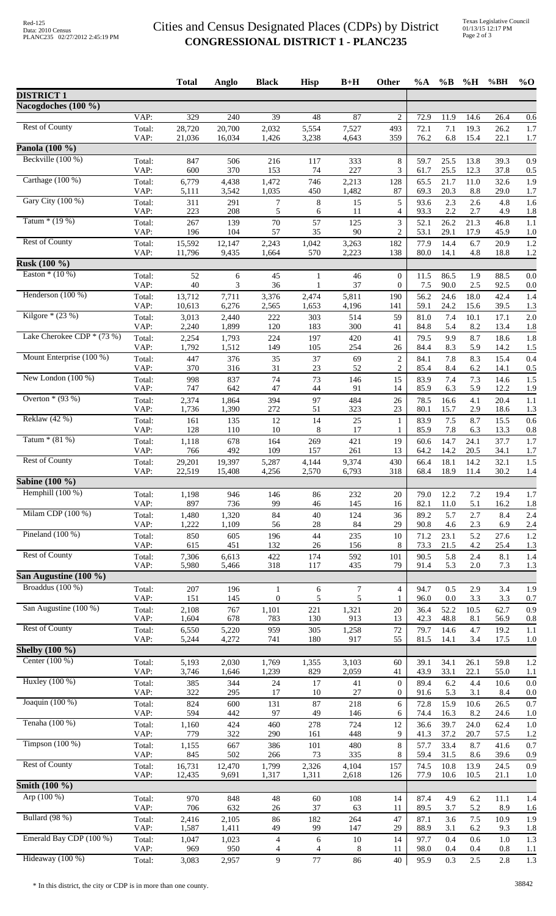# Cities and Census Designated Places (CDPs) by District
## CONGRESSIONAL DISTRICT 1 - PLANC235

| | | Total | Anglo | Black | Hisp | B+H | Other | %A | %B | %H | %BH | %O |
|---|---|---|---|---|---|---|---|---|---|---|---|---|
| **DISTRICT 1** | | | | | | | | | | | | |
| **Nacogdoches (100 %)** | | | | | | | | | | | | |
| | VAP: | 329 | 240 | 39 | 48 | 87 | 2 | 72.9 | 11.9 | 14.6 | 26.4 | 0.6 |
| Rest of County | Total: | 28,720 | 20,700 | 2,032 | 5,554 | 7,527 | 493 | 72.1 | 7.1 | 19.3 | 26.2 | 1.7 |
| | VAP: | 21,036 | 16,034 | 1,426 | 3,238 | 4,643 | 359 | 76.2 | 6.8 | 15.4 | 22.1 | 1.7 |
| **Panola (100 %)** | | | | | | | | | | | | |
| Beckville (100 %) | Total: | 847 | 506 | 216 | 117 | 333 | 8 | 59.7 | 25.5 | 13.8 | 39.3 | 0.9 |
| | VAP: | 600 | 370 | 153 | 74 | 227 | 3 | 61.7 | 25.5 | 12.3 | 37.8 | 0.5 |
| Carthage (100 %) | Total: | 6,779 | 4,438 | 1,472 | 746 | 2,213 | 128 | 65.5 | 21.7 | 11.0 | 32.6 | 1.9 |
| | VAP: | 5,111 | 3,542 | 1,035 | 450 | 1,482 | 87 | 69.3 | 20.3 | 8.8 | 29.0 | 1.7 |
| Gary City (100 %) | Total: | 311 | 291 | 7 | 8 | 15 | 5 | 93.6 | 2.3 | 2.6 | 4.8 | 1.6 |
| | VAP: | 223 | 208 | 5 | 6 | 11 | 4 | 93.3 | 2.2 | 2.7 | 4.9 | 1.8 |
| Tatum * (19 %) | Total: | 267 | 139 | 70 | 57 | 125 | 3 | 52.1 | 26.2 | 21.3 | 46.8 | 1.1 |
| | VAP: | 196 | 104 | 57 | 35 | 90 | 2 | 53.1 | 29.1 | 17.9 | 45.9 | 1.0 |
| Rest of County | Total: | 15,592 | 12,147 | 2,243 | 1,042 | 3,263 | 182 | 77.9 | 14.4 | 6.7 | 20.9 | 1.2 |
| | VAP: | 11,796 | 9,435 | 1,664 | 570 | 2,223 | 138 | 80.0 | 14.1 | 4.8 | 18.8 | 1.2 |
| **Rusk (100 %)** | | | | | | | | | | | | |
| Easton * (10 %) | Total: | 52 | 6 | 45 | 1 | 46 | 0 | 11.5 | 86.5 | 1.9 | 88.5 | 0.0 |
| | VAP: | 40 | 3 | 36 | 1 | 37 | 0 | 7.5 | 90.0 | 2.5 | 92.5 | 0.0 |
| Henderson (100 %) | Total: | 13,712 | 7,711 | 3,376 | 2,474 | 5,811 | 190 | 56.2 | 24.6 | 18.0 | 42.4 | 1.4 |
| | VAP: | 10,613 | 6,276 | 2,565 | 1,653 | 4,196 | 141 | 59.1 | 24.2 | 15.6 | 39.5 | 1.3 |
| Kilgore * (23 %) | Total: | 3,013 | 2,440 | 222 | 303 | 514 | 59 | 81.0 | 7.4 | 10.1 | 17.1 | 2.0 |
| | VAP: | 2,240 | 1,899 | 120 | 183 | 300 | 41 | 84.8 | 5.4 | 8.2 | 13.4 | 1.8 |
| Lake Cherokee CDP * (73 %) | Total: | 2,254 | 1,793 | 224 | 197 | 420 | 41 | 79.5 | 9.9 | 8.7 | 18.6 | 1.8 |
| | VAP: | 1,792 | 1,512 | 149 | 105 | 254 | 26 | 84.4 | 8.3 | 5.9 | 14.2 | 1.5 |
| Mount Enterprise (100 %) | Total: | 447 | 376 | 35 | 37 | 69 | 2 | 84.1 | 7.8 | 8.3 | 15.4 | 0.4 |
| | VAP: | 370 | 316 | 31 | 23 | 52 | 2 | 85.4 | 8.4 | 6.2 | 14.1 | 0.5 |
| New London (100 %) | Total: | 998 | 837 | 74 | 73 | 146 | 15 | 83.9 | 7.4 | 7.3 | 14.6 | 1.5 |
| | VAP: | 747 | 642 | 47 | 44 | 91 | 14 | 85.9 | 6.3 | 5.9 | 12.2 | 1.9 |
| Overton * (93 %) | Total: | 2,374 | 1,864 | 394 | 97 | 484 | 26 | 78.5 | 16.6 | 4.1 | 20.4 | 1.1 |
| | VAP: | 1,736 | 1,390 | 272 | 51 | 323 | 23 | 80.1 | 15.7 | 2.9 | 18.6 | 1.3 |
| Reklaw (42 %) | Total: | 161 | 135 | 12 | 14 | 25 | 1 | 83.9 | 7.5 | 8.7 | 15.5 | 0.6 |
| | VAP: | 128 | 110 | 10 | 8 | 17 | 1 | 85.9 | 7.8 | 6.3 | 13.3 | 0.8 |
| Tatum * (81 %) | Total: | 1,118 | 678 | 164 | 269 | 421 | 19 | 60.6 | 14.7 | 24.1 | 37.7 | 1.7 |
| | VAP: | 766 | 492 | 109 | 157 | 261 | 13 | 64.2 | 14.2 | 20.5 | 34.1 | 1.7 |
| Rest of County | Total: | 29,201 | 19,397 | 5,287 | 4,144 | 9,374 | 430 | 66.4 | 18.1 | 14.2 | 32.1 | 1.5 |
| | VAP: | 22,519 | 15,408 | 4,256 | 2,570 | 6,793 | 318 | 68.4 | 18.9 | 11.4 | 30.2 | 1.4 |
| **Sabine (100 %)** | | | | | | | | | | | | |
| Hemphill (100 %) | Total: | 1,198 | 946 | 146 | 86 | 232 | 20 | 79.0 | 12.2 | 7.2 | 19.4 | 1.7 |
| | VAP: | 897 | 736 | 99 | 46 | 145 | 16 | 82.1 | 11.0 | 5.1 | 16.2 | 1.8 |
| Milam CDP (100 %) | Total: | 1,480 | 1,320 | 84 | 40 | 124 | 36 | 89.2 | 5.7 | 2.7 | 8.4 | 2.4 |
| | VAP: | 1,222 | 1,109 | 56 | 28 | 84 | 29 | 90.8 | 4.6 | 2.3 | 6.9 | 2.4 |
| Pineland (100 %) | Total: | 850 | 605 | 196 | 44 | 235 | 10 | 71.2 | 23.1 | 5.2 | 27.6 | 1.2 |
| | VAP: | 615 | 451 | 132 | 26 | 156 | 8 | 73.3 | 21.5 | 4.2 | 25.4 | 1.3 |
| Rest of County | Total: | 7,306 | 6,613 | 422 | 174 | 592 | 101 | 90.5 | 5.8 | 2.4 | 8.1 | 1.4 |
| | VAP: | 5,980 | 5,466 | 318 | 117 | 435 | 79 | 91.4 | 5.3 | 2.0 | 7.3 | 1.3 |
| **San Augustine (100 %)** | | | | | | | | | | | | |
| Broaddus (100 %) | Total: | 207 | 196 | 1 | 6 | 7 | 4 | 94.7 | 0.5 | 2.9 | 3.4 | 1.9 |
| | VAP: | 151 | 145 | 0 | 5 | 5 | 1 | 96.0 | 0.0 | 3.3 | 3.3 | 0.7 |
| San Augustine (100 %) | Total: | 2,108 | 767 | 1,101 | 221 | 1,321 | 20 | 36.4 | 52.2 | 10.5 | 62.7 | 0.9 |
| | VAP: | 1,604 | 678 | 783 | 130 | 913 | 13 | 42.3 | 48.8 | 8.1 | 56.9 | 0.8 |
| Rest of County | Total: | 6,550 | 5,220 | 959 | 305 | 1,258 | 72 | 79.7 | 14.6 | 4.7 | 19.2 | 1.1 |
| | VAP: | 5,244 | 4,272 | 741 | 180 | 917 | 55 | 81.5 | 14.1 | 3.4 | 17.5 | 1.0 |
| **Shelby (100 %)** | | | | | | | | | | | | |
| Center (100 %) | Total: | 5,193 | 2,030 | 1,769 | 1,355 | 3,103 | 60 | 39.1 | 34.1 | 26.1 | 59.8 | 1.2 |
| | VAP: | 3,746 | 1,646 | 1,239 | 829 | 2,059 | 41 | 43.9 | 33.1 | 22.1 | 55.0 | 1.1 |
| Huxley (100 %) | Total: | 385 | 344 | 24 | 17 | 41 | 0 | 89.4 | 6.2 | 4.4 | 10.6 | 0.0 |
| | VAP: | 322 | 295 | 17 | 10 | 27 | 0 | 91.6 | 5.3 | 3.1 | 8.4 | 0.0 |
| Joaquin (100 %) | Total: | 824 | 600 | 131 | 87 | 218 | 6 | 72.8 | 15.9 | 10.6 | 26.5 | 0.7 |
| | VAP: | 594 | 442 | 97 | 49 | 146 | 6 | 74.4 | 16.3 | 8.2 | 24.6 | 1.0 |
| Tenaha (100 %) | Total: | 1,160 | 424 | 460 | 278 | 724 | 12 | 36.6 | 39.7 | 24.0 | 62.4 | 1.0 |
| | VAP: | 779 | 322 | 290 | 161 | 448 | 9 | 41.3 | 37.2 | 20.7 | 57.5 | 1.2 |
| Timpson (100 %) | Total: | 1,155 | 667 | 386 | 101 | 480 | 8 | 57.7 | 33.4 | 8.7 | 41.6 | 0.7 |
| | VAP: | 845 | 502 | 266 | 73 | 335 | 8 | 59.4 | 31.5 | 8.6 | 39.6 | 0.9 |
| Rest of County | Total: | 16,731 | 12,470 | 1,799 | 2,326 | 4,104 | 157 | 74.5 | 10.8 | 13.9 | 24.5 | 0.9 |
| | VAP: | 12,435 | 9,691 | 1,317 | 1,311 | 2,618 | 126 | 77.9 | 10.6 | 10.5 | 21.1 | 1.0 |
| **Smith (100 %)** | | | | | | | | | | | | |
| Arp (100 %) | Total: | 970 | 848 | 48 | 60 | 108 | 14 | 87.4 | 4.9 | 6.2 | 11.1 | 1.4 |
| | VAP: | 706 | 632 | 26 | 37 | 63 | 11 | 89.5 | 3.7 | 5.2 | 8.9 | 1.6 |
| Bullard (98 %) | Total: | 2,416 | 2,105 | 86 | 182 | 264 | 47 | 87.1 | 3.6 | 7.5 | 10.9 | 1.9 |
| | VAP: | 1,587 | 1,411 | 49 | 99 | 147 | 29 | 88.9 | 3.1 | 6.2 | 9.3 | 1.8 |
| Emerald Bay CDP (100 %) | Total: | 1,047 | 1,023 | 4 | 6 | 10 | 14 | 97.7 | 0.4 | 0.6 | 1.0 | 1.3 |
| | VAP: | 969 | 950 | 4 | 4 | 8 | 11 | 98.0 | 0.4 | 0.4 | 0.8 | 1.1 |
| Hideaway (100 %) | Total: | 3,083 | 2,957 | 9 | 77 | 86 | 40 | 95.9 | 0.3 | 2.5 | 2.8 | 1.3 |

\* In this district, the city or CDP is in more than one county.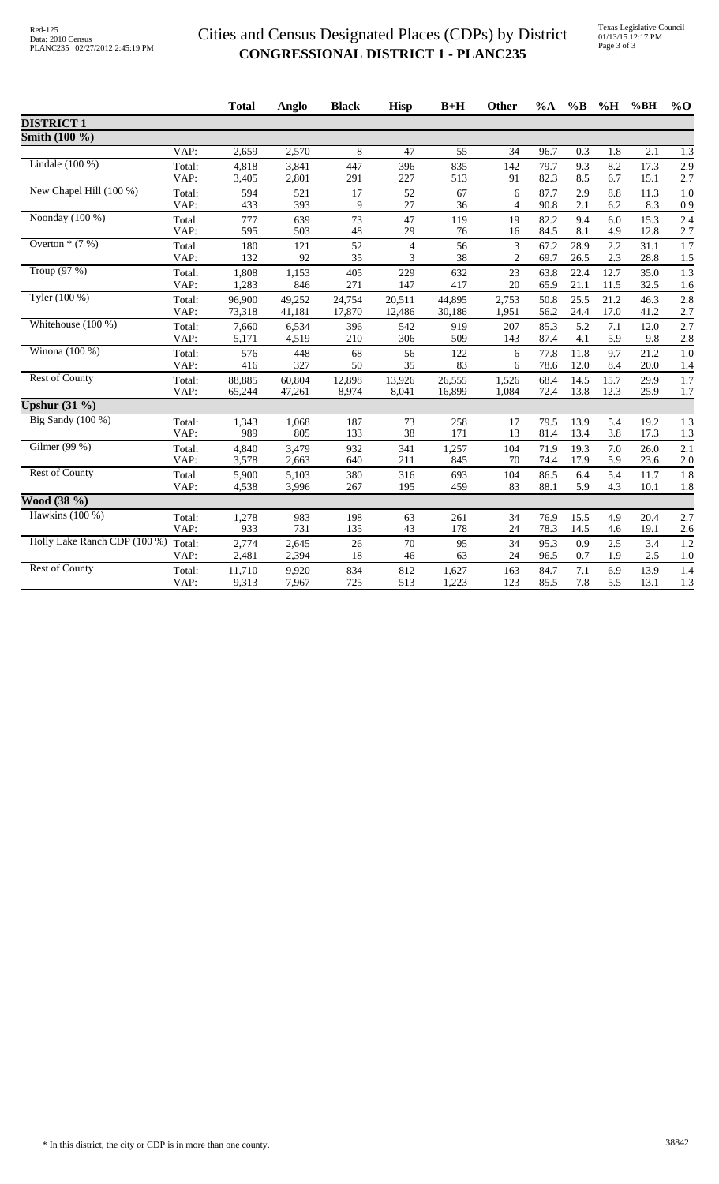# Cities and Census Designated Places (CDPs) by District
## CONGRESSIONAL DISTRICT 1 - PLANC235

| | | Total | Anglo | Black | Hisp | B+H | Other | %A | %B | %H | %BH | %O |
|---|---|---|---|---|---|---|---|---|---|---|---|---|
| **DISTRICT 1** | | | | | | | | | | | | |
| **Smith (100 %)** | | | | | | | | | | | | |
| | VAP: | 2,659 | 2,570 | 8 | 47 | 55 | 34 | 96.7 | 0.3 | 1.8 | 2.1 | 1.3 |
| Lindale (100 %) | Total: | 4,818 | 3,841 | 447 | 396 | 835 | 142 | 79.7 | 9.3 | 8.2 | 17.3 | 2.9 |
| | VAP: | 3,405 | 2,801 | 291 | 227 | 513 | 91 | 82.3 | 8.5 | 6.7 | 15.1 | 2.7 |
| New Chapel Hill (100 %) | Total: | 594 | 521 | 17 | 52 | 67 | 6 | 87.7 | 2.9 | 8.8 | 11.3 | 1.0 |
| | VAP: | 433 | 393 | 9 | 27 | 36 | 4 | 90.8 | 2.1 | 6.2 | 8.3 | 0.9 |
| Noonday (100 %) | Total: | 777 | 639 | 73 | 47 | 119 | 19 | 82.2 | 9.4 | 6.0 | 15.3 | 2.4 |
| | VAP: | 595 | 503 | 48 | 29 | 76 | 16 | 84.5 | 8.1 | 4.9 | 12.8 | 2.7 |
| Overton * (7 %) | Total: | 180 | 121 | 52 | 4 | 56 | 3 | 67.2 | 28.9 | 2.2 | 31.1 | 1.7 |
| | VAP: | 132 | 92 | 35 | 3 | 38 | 2 | 69.7 | 26.5 | 2.3 | 28.8 | 1.5 |
| Troup (97 %) | Total: | 1,808 | 1,153 | 405 | 229 | 632 | 23 | 63.8 | 22.4 | 12.7 | 35.0 | 1.3 |
| | VAP: | 1,283 | 846 | 271 | 147 | 417 | 20 | 65.9 | 21.1 | 11.5 | 32.5 | 1.6 |
| Tyler (100 %) | Total: | 96,900 | 49,252 | 24,754 | 20,511 | 44,895 | 2,753 | 50.8 | 25.5 | 21.2 | 46.3 | 2.8 |
| | VAP: | 73,318 | 41,181 | 17,870 | 12,486 | 30,186 | 1,951 | 56.2 | 24.4 | 17.0 | 41.2 | 2.7 |
| Whitehouse (100 %) | Total: | 7,660 | 6,534 | 396 | 542 | 919 | 207 | 85.3 | 5.2 | 7.1 | 12.0 | 2.7 |
| | VAP: | 5,171 | 4,519 | 210 | 306 | 509 | 143 | 87.4 | 4.1 | 5.9 | 9.8 | 2.8 |
| Winona (100 %) | Total: | 576 | 448 | 68 | 56 | 122 | 6 | 77.8 | 11.8 | 9.7 | 21.2 | 1.0 |
| | VAP: | 416 | 327 | 50 | 35 | 83 | 6 | 78.6 | 12.0 | 8.4 | 20.0 | 1.4 |
| Rest of County | Total: | 88,885 | 60,804 | 12,898 | 13,926 | 26,555 | 1,526 | 68.4 | 14.5 | 15.7 | 29.9 | 1.7 |
| | VAP: | 65,244 | 47,261 | 8,974 | 8,041 | 16,899 | 1,084 | 72.4 | 13.8 | 12.3 | 25.9 | 1.7 |
| **Upshur (31 %)** | | | | | | | | | | | | |
| Big Sandy (100 %) | Total: | 1,343 | 1,068 | 187 | 73 | 258 | 17 | 79.5 | 13.9 | 5.4 | 19.2 | 1.3 |
| | VAP: | 989 | 805 | 133 | 38 | 171 | 13 | 81.4 | 13.4 | 3.8 | 17.3 | 1.3 |
| Gilmer (99 %) | Total: | 4,840 | 3,479 | 932 | 341 | 1,257 | 104 | 71.9 | 19.3 | 7.0 | 26.0 | 2.1 |
| | VAP: | 3,578 | 2,663 | 640 | 211 | 845 | 70 | 74.4 | 17.9 | 5.9 | 23.6 | 2.0 |
| Rest of County | Total: | 5,900 | 5,103 | 380 | 316 | 693 | 104 | 86.5 | 6.4 | 5.4 | 11.7 | 1.8 |
| | VAP: | 4,538 | 3,996 | 267 | 195 | 459 | 83 | 88.1 | 5.9 | 4.3 | 10.1 | 1.8 |
| **Wood (38 %)** | | | | | | | | | | | | |
| Hawkins (100 %) | Total: | 1,278 | 983 | 198 | 63 | 261 | 34 | 76.9 | 15.5 | 4.9 | 20.4 | 2.7 |
| | VAP: | 933 | 731 | 135 | 43 | 178 | 24 | 78.3 | 14.5 | 4.6 | 19.1 | 2.6 |
| Holly Lake Ranch CDP (100 %) | Total: | 2,774 | 2,645 | 26 | 70 | 95 | 34 | 95.3 | 0.9 | 2.5 | 3.4 | 1.2 |
| | VAP: | 2,481 | 2,394 | 18 | 46 | 63 | 24 | 96.5 | 0.7 | 1.9 | 2.5 | 1.0 |
| Rest of County | Total: | 11,710 | 9,920 | 834 | 812 | 1,627 | 163 | 84.7 | 7.1 | 6.9 | 13.9 | 1.4 |
| | VAP: | 9,313 | 7,967 | 725 | 513 | 1,223 | 123 | 85.5 | 7.8 | 5.5 | 13.1 | 1.3 |

* In this district, the city or CDP is in more than one county.